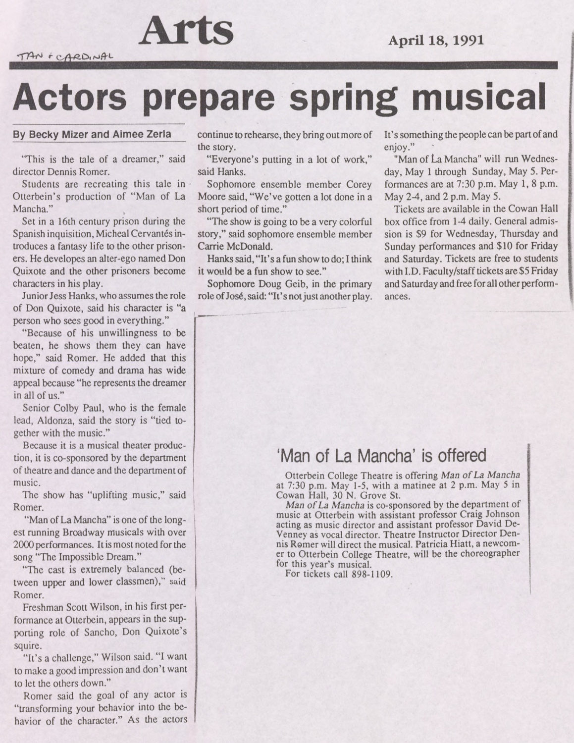TAN & CARDINAL

# Arts

April 18, 1991

# Actors prepare spring musical

**By Becky Mizer and Aimee Zerla**

"This is the tale of a dreamer," said director Dennis Romer.

Students are recreating this tale in Otterbein's production of "Man of La Mancha."

Set in a 16th century prison during the Spanish inquisition, Micheal Cervantés introduces a fantasy life to the other prisoners. He developes an alter-ego named Don Quixote and the other prisoners become characters in his play.

Junior Jess Hanks, who assumes the role of Don Quixote, said his character is "a person who sees good in everything."

"Because of his unwillingness to be beaten, he shows them they can have hope," said Romer. He added that this mixture of comedy and drama has wide appeal because "he represents the dreamer in all of us."

Senior Colby Paul, who is the female lead, Aldonza, said the story is "tied together with the music."

Because it is a musical theater production, it is co-sponsored by the department of theatre and dance and the department of music.

The show has "uplifting music," said Romer.

"Man of La Mancha" is one of the longest running Broadway musicals with over 2000 performances. It is most noted for the song "The Impossible Dream."

"The cast is extremely balanced (between upper and lower classmen)," said Romer.

Freshman Scott Wilson, in his first performance at Otterbein, appears in the supporting role of Sancho, Don Quixote's squire.

"It's a challenge," Wilson said. "I want to make a good impression and don't want to let the others down."

Romer said the goal of any actor is "transforming your behavior into the behavior of the character." As the actors continue to rehearse, they bring out more of the story.

"Everyone's putting in a lot of work," said Hanks.

Sophomore ensemble member Corey Moore said, "We've gotten a lot done in a short period of time."

"The show is going to be a very colorful story," said sophomore ensemble member Carrie McDonald.

Hanks said, "It's a fun show to do; I think it would be a fun show to see."

Sophomore Doug Geib, in the primary role of José, said: "It's not just another play. It's something the people can be part of and enjoy."

"Man of La Mancha" will run Wednesday, May 1 through Sunday, May 5. Performances are at 7:30 p.m. May 1, 8 p.m. May 2-4, and 2 p.m. May 5.

Tickets are available in the Cowan Hall box office from 1-4 daily. General admission is $9 for Wednesday, Thursday and Sunday performances and $10 for Friday and Saturday. Tickets are free to students with I.D. Faculty/staff tickets are $5 Friday and Saturday and free for all other performances.

## 'Man of La Mancha' is offered

Otterbein College Theatre is offering *Man of La Mancha* at 7:30 p.m. May 1-5, with a matinee at 2 p.m. May 5 in Cowan Hall, 30 N. Grove St.

*Man of La Mancha* is co-sponsored by the department of music at Otterbein with assistant professor Craig Johnson acting as music director and assistant professor David DeVenney as vocal director. Theatre Instructor Director Dennis Romer will direct the musical. Patricia Hiatt, a newcomer to Otterbein College Theatre, will be the choreographer for this year's musical.

For tickets call 898-1109.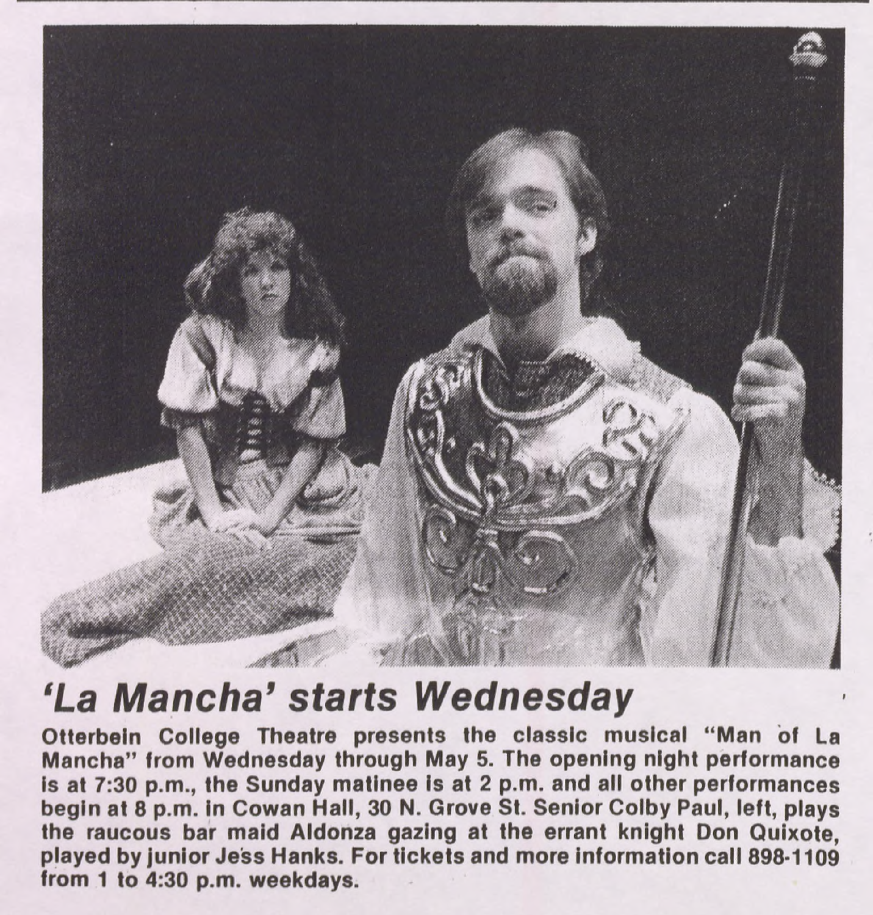## 'La Mancha' starts Wednesday

**Otterbein College Theatre presents the classic musical "Man of La Mancha" from Wednesday through May 5. The opening night performance is at 7:30 p.m., the Sunday matinee is at 2 p.m. and all other performances begin at 8 p.m. in Cowan Hall, 30 N. Grove St. Senior Colby Paul, left, plays the raucous bar maid Aldonza gazing at the errant knight Don Quixote, played by junior Jess Hanks. For tickets and more information call 898-1109 from 1 to 4:30 p.m. weekdays.**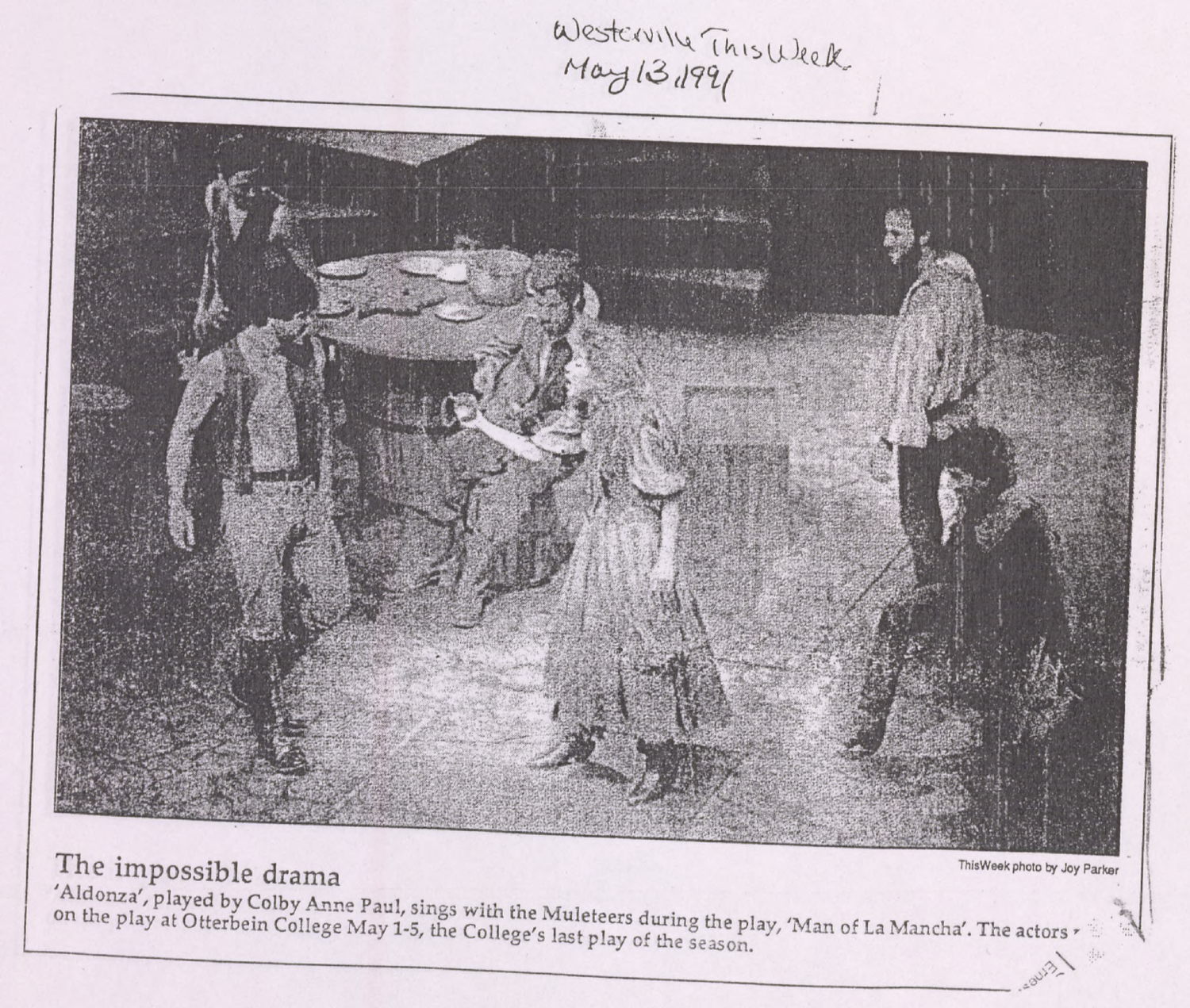Westerville ThisWeek
May 13, 1991

ThisWeek photo by Joy Parker

## The impossible drama

'Aldonza', played by Colby Anne Paul, sings with the Muleteers during the play, 'Man of La Mancha'. The actors on the play at Otterbein College May 1-5, the College's last play of the season.